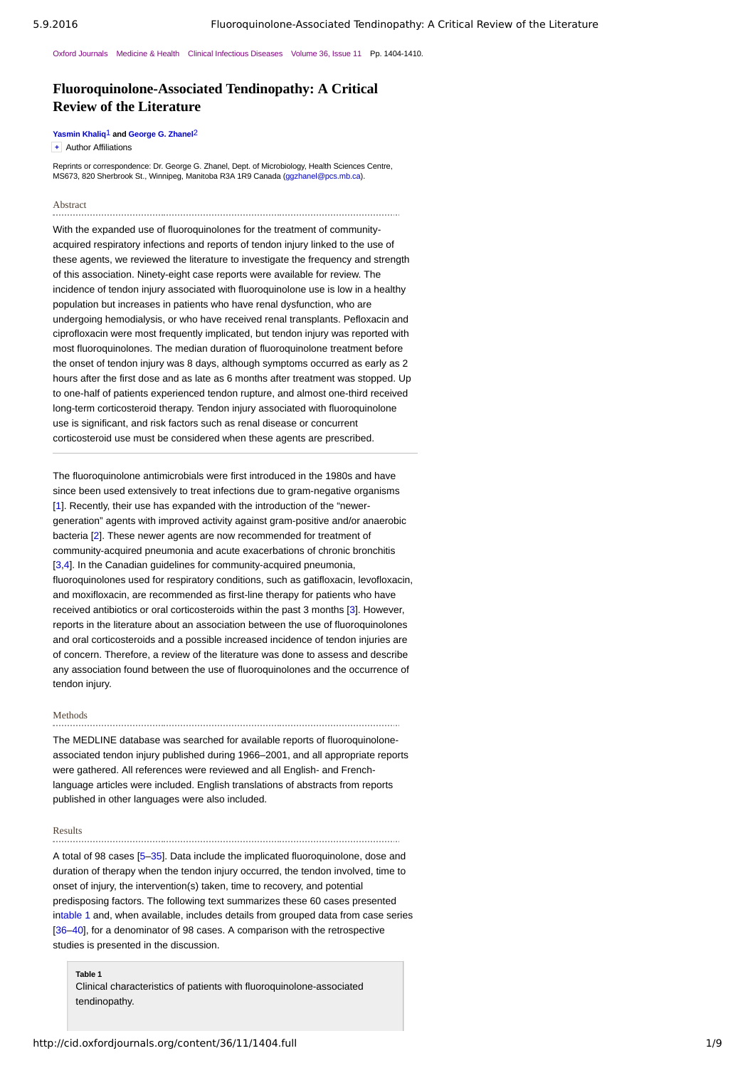Oxford Journals Medicine & Health Clinical Infectious Diseases Volume 36, Issue 11 Pp. 1404-1410.

# Fluoroquinolone-Associated Tendinopathy: A Critical Review of the Literature

**Yasmin Khaliq**[1] **and George G. Zhanel**[2]

+ Author Affiliations

Reprints or correspondence: Dr. George G. Zhanel, Dept. of Microbiology, Health Sciences Centre, MS673, 820 Sherbrook St., Winnipeg, Manitoba R3A 1R9 Canada (ggzhanel@pcs.mb.ca).

## Abstract

With the expanded use of fluoroquinolones for the treatment of community-acquired respiratory infections and reports of tendon injury linked to the use of these agents, we reviewed the literature to investigate the frequency and strength of this association. Ninety-eight case reports were available for review. The incidence of tendon injury associated with fluoroquinolone use is low in a healthy population but increases in patients who have renal dysfunction, who are undergoing hemodialysis, or who have received renal transplants. Pefloxacin and ciprofloxacin were most frequently implicated, but tendon injury was reported with most fluoroquinolones. The median duration of fluoroquinolone treatment before the onset of tendon injury was 8 days, although symptoms occurred as early as 2 hours after the first dose and as late as 6 months after treatment was stopped. Up to one-half of patients experienced tendon rupture, and almost one-third received long-term corticosteroid therapy. Tendon injury associated with fluoroquinolone use is significant, and risk factors such as renal disease or concurrent corticosteroid use must be considered when these agents are prescribed.

The fluoroquinolone antimicrobials were first introduced in the 1980s and have since been used extensively to treat infections due to gram-negative organisms [1]. Recently, their use has expanded with the introduction of the "newer-generation" agents with improved activity against gram-positive and/or anaerobic bacteria [2]. These newer agents are now recommended for treatment of community-acquired pneumonia and acute exacerbations of chronic bronchitis [3,4]. In the Canadian guidelines for community-acquired pneumonia, fluoroquinolones used for respiratory conditions, such as gatifloxacin, levofloxacin, and moxifloxacin, are recommended as first-line therapy for patients who have received antibiotics or oral corticosteroids within the past 3 months [3]. However, reports in the literature about an association between the use of fluoroquinolones and oral corticosteroids and a possible increased incidence of tendon injuries are of concern. Therefore, a review of the literature was done to assess and describe any association found between the use of fluoroquinolones and the occurrence of tendon injury.

## Methods

The MEDLINE database was searched for available reports of fluoroquinolone-associated tendon injury published during 1966–2001, and all appropriate reports were gathered. All references were reviewed and all English- and French-language articles were included. English translations of abstracts from reports published in other languages were also included.

## Results

A total of 98 cases [5–35]. Data include the implicated fluoroquinolone, dose and duration of therapy when the tendon injury occurred, the tendon involved, time to onset of injury, the intervention(s) taken, time to recovery, and potential predisposing factors. The following text summarizes these 60 cases presented intable 1 and, when available, includes details from grouped data from case series [36–40], for a denominator of 98 cases. A comparison with the retrospective studies is presented in the discussion.

**Table 1**
Clinical characteristics of patients with fluoroquinolone-associated tendinopathy.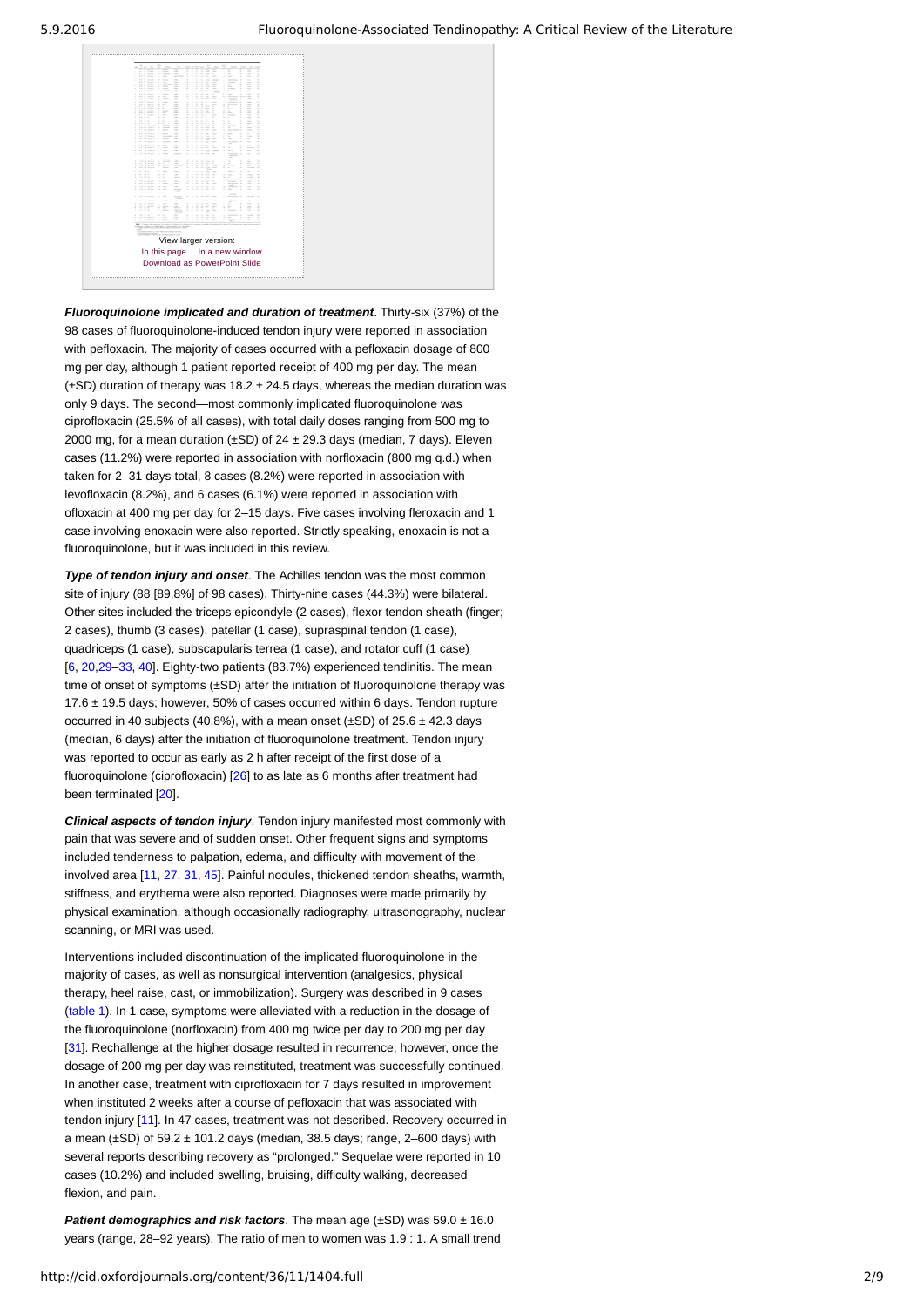View larger version:
In this page In a new window
Download as PowerPoint Slide

***Fluoroquinolone implicated and duration of treatment***. Thirty-six (37%) of the 98 cases of fluoroquinolone-induced tendon injury were reported in association with pefloxacin. The majority of cases occurred with a pefloxacin dosage of 800 mg per day, although 1 patient reported receipt of 400 mg per day. The mean (±SD) duration of therapy was 18.2 ± 24.5 days, whereas the median duration was only 9 days. The second—most commonly implicated fluoroquinolone was ciprofloxacin (25.5% of all cases), with total daily doses ranging from 500 mg to 2000 mg, for a mean duration (±SD) of 24 ± 29.3 days (median, 7 days). Eleven cases (11.2%) were reported in association with norfloxacin (800 mg q.d.) when taken for 2–31 days total, 8 cases (8.2%) were reported in association with levofloxacin (8.2%), and 6 cases (6.1%) were reported in association with ofloxacin at 400 mg per day for 2–15 days. Five cases involving fleroxacin and 1 case involving enoxacin were also reported. Strictly speaking, enoxacin is not a fluoroquinolone, but it was included in this review.

***Type of tendon injury and onset***. The Achilles tendon was the most common site of injury (88 [89.8%] of 98 cases). Thirty-nine cases (44.3%) were bilateral. Other sites included the triceps epicondyle (2 cases), flexor tendon sheath (finger; 2 cases), thumb (3 cases), patellar (1 case), supraspinal tendon (1 case), quadriceps (1 case), subscapularis terrea (1 case), and rotator cuff (1 case) [6, 20,29–33, 40]. Eighty-two patients (83.7%) experienced tendinitis. The mean time of onset of symptoms (±SD) after the initiation of fluoroquinolone therapy was 17.6 ± 19.5 days; however, 50% of cases occurred within 6 days. Tendon rupture occurred in 40 subjects (40.8%), with a mean onset (±SD) of 25.6 ± 42.3 days (median, 6 days) after the initiation of fluoroquinolone treatment. Tendon injury was reported to occur as early as 2 h after receipt of the first dose of a fluoroquinolone (ciprofloxacin) [26] to as late as 6 months after treatment had been terminated [20].

***Clinical aspects of tendon injury***. Tendon injury manifested most commonly with pain that was severe and of sudden onset. Other frequent signs and symptoms included tenderness to palpation, edema, and difficulty with movement of the involved area [11, 27, 31, 45]. Painful nodules, thickened tendon sheaths, warmth, stiffness, and erythema were also reported. Diagnoses were made primarily by physical examination, although occasionally radiography, ultrasonography, nuclear scanning, or MRI was used.

Interventions included discontinuation of the implicated fluoroquinolone in the majority of cases, as well as nonsurgical intervention (analgesics, physical therapy, heel raise, cast, or immobilization). Surgery was described in 9 cases (table 1). In 1 case, symptoms were alleviated with a reduction in the dosage of the fluoroquinolone (norfloxacin) from 400 mg twice per day to 200 mg per day [31]. Rechallenge at the higher dosage resulted in recurrence; however, once the dosage of 200 mg per day was reinstituted, treatment was successfully continued. In another case, treatment with ciprofloxacin for 7 days resulted in improvement when instituted 2 weeks after a course of pefloxacin that was associated with tendon injury [11]. In 47 cases, treatment was not described. Recovery occurred in a mean (±SD) of 59.2 ± 101.2 days (median, 38.5 days; range, 2–600 days) with several reports describing recovery as "prolonged." Sequelae were reported in 10 cases (10.2%) and included swelling, bruising, difficulty walking, decreased flexion, and pain.

***Patient demographics and risk factors***. The mean age (±SD) was 59.0 ± 16.0 years (range, 28–92 years). The ratio of men to women was 1.9 : 1. A small trend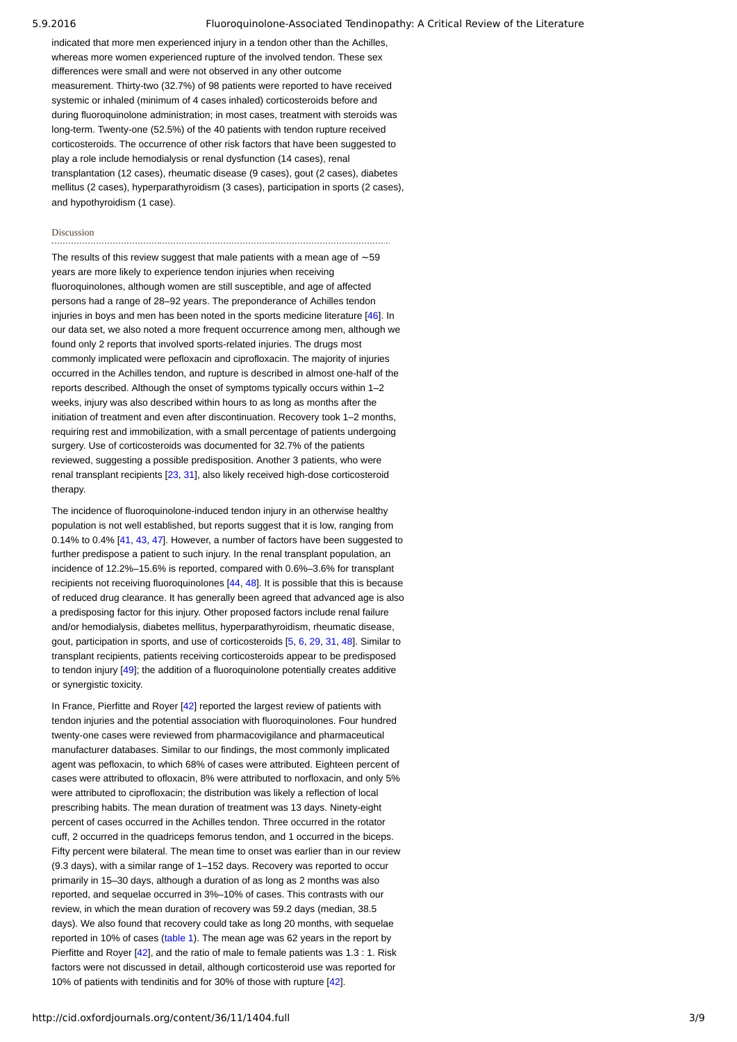indicated that more men experienced injury in a tendon other than the Achilles, whereas more women experienced rupture of the involved tendon. These sex differences were small and were not observed in any other outcome measurement. Thirty-two (32.7%) of 98 patients were reported to have received systemic or inhaled (minimum of 4 cases inhaled) corticosteroids before and during fluoroquinolone administration; in most cases, treatment with steroids was long-term. Twenty-one (52.5%) of the 40 patients with tendon rupture received corticosteroids. The occurrence of other risk factors that have been suggested to play a role include hemodialysis or renal dysfunction (14 cases), renal transplantation (12 cases), rheumatic disease (9 cases), gout (2 cases), diabetes mellitus (2 cases), hyperparathyroidism (3 cases), participation in sports (2 cases), and hypothyroidism (1 case).

## Discussion

The results of this review suggest that male patients with a mean age of ∼59 years are more likely to experience tendon injuries when receiving fluoroquinolones, although women are still susceptible, and age of affected persons had a range of 28–92 years. The preponderance of Achilles tendon injuries in boys and men has been noted in the sports medicine literature [46]. In our data set, we also noted a more frequent occurrence among men, although we found only 2 reports that involved sports-related injuries. The drugs most commonly implicated were pefloxacin and ciprofloxacin. The majority of injuries occurred in the Achilles tendon, and rupture is described in almost one-half of the reports described. Although the onset of symptoms typically occurs within 1–2 weeks, injury was also described within hours to as long as months after the initiation of treatment and even after discontinuation. Recovery took 1–2 months, requiring rest and immobilization, with a small percentage of patients undergoing surgery. Use of corticosteroids was documented for 32.7% of the patients reviewed, suggesting a possible predisposition. Another 3 patients, who were renal transplant recipients [23, 31], also likely received high-dose corticosteroid therapy.

The incidence of fluoroquinolone-induced tendon injury in an otherwise healthy population is not well established, but reports suggest that it is low, ranging from 0.14% to 0.4% [41, 43, 47]. However, a number of factors have been suggested to further predispose a patient to such injury. In the renal transplant population, an incidence of 12.2%–15.6% is reported, compared with 0.6%–3.6% for transplant recipients not receiving fluoroquinolones [44, 48]. It is possible that this is because of reduced drug clearance. It has generally been agreed that advanced age is also a predisposing factor for this injury. Other proposed factors include renal failure and/or hemodialysis, diabetes mellitus, hyperparathyroidism, rheumatic disease, gout, participation in sports, and use of corticosteroids [5, 6, 29, 31, 48]. Similar to transplant recipients, patients receiving corticosteroids appear to be predisposed to tendon injury [49]; the addition of a fluoroquinolone potentially creates additive or synergistic toxicity.

In France, Pierfitte and Royer [42] reported the largest review of patients with tendon injuries and the potential association with fluoroquinolones. Four hundred twenty-one cases were reviewed from pharmacovigilance and pharmaceutical manufacturer databases. Similar to our findings, the most commonly implicated agent was pefloxacin, to which 68% of cases were attributed. Eighteen percent of cases were attributed to ofloxacin, 8% were attributed to norfloxacin, and only 5% were attributed to ciprofloxacin; the distribution was likely a reflection of local prescribing habits. The mean duration of treatment was 13 days. Ninety-eight percent of cases occurred in the Achilles tendon. Three occurred in the rotator cuff, 2 occurred in the quadriceps femorus tendon, and 1 occurred in the biceps. Fifty percent were bilateral. The mean time to onset was earlier than in our review (9.3 days), with a similar range of 1–152 days. Recovery was reported to occur primarily in 15–30 days, although a duration of as long as 2 months was also reported, and sequelae occurred in 3%–10% of cases. This contrasts with our review, in which the mean duration of recovery was 59.2 days (median, 38.5 days). We also found that recovery could take as long 20 months, with sequelae reported in 10% of cases (table 1). The mean age was 62 years in the report by Pierfitte and Royer [42], and the ratio of male to female patients was 1.3 : 1. Risk factors were not discussed in detail, although corticosteroid use was reported for 10% of patients with tendinitis and for 30% of those with rupture [42].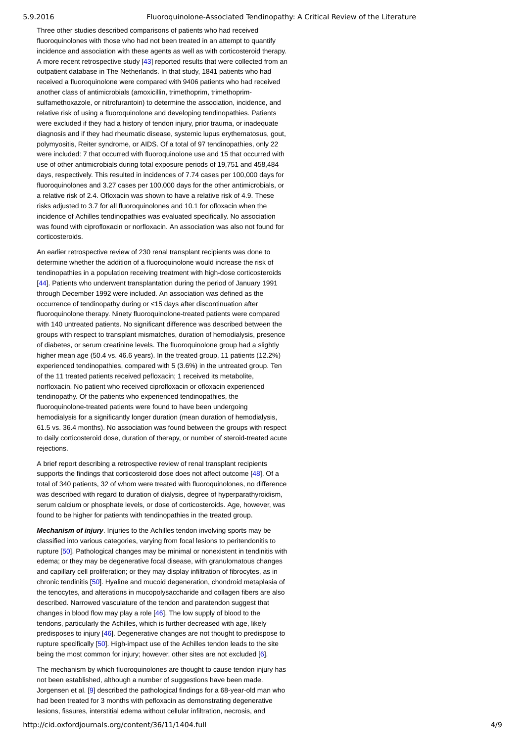Three other studies described comparisons of patients who had received fluoroquinolones with those who had not been treated in an attempt to quantify incidence and association with these agents as well as with corticosteroid therapy. A more recent retrospective study [43] reported results that were collected from an outpatient database in The Netherlands. In that study, 1841 patients who had received a fluoroquinolone were compared with 9406 patients who had received another class of antimicrobials (amoxicillin, trimethoprim, trimethoprim-sulfamethoxazole, or nitrofurantoin) to determine the association, incidence, and relative risk of using a fluoroquinolone and developing tendinopathies. Patients were excluded if they had a history of tendon injury, prior trauma, or inadequate diagnosis and if they had rheumatic disease, systemic lupus erythematosus, gout, polymyositis, Reiter syndrome, or AIDS. Of a total of 97 tendinopathies, only 22 were included: 7 that occurred with fluoroquinolone use and 15 that occurred with use of other antimicrobials during total exposure periods of 19,751 and 458,484 days, respectively. This resulted in incidences of 7.74 cases per 100,000 days for fluoroquinolones and 3.27 cases per 100,000 days for the other antimicrobials, or a relative risk of 2.4. Ofloxacin was shown to have a relative risk of 4.9. These risks adjusted to 3.7 for all fluoroquinolones and 10.1 for ofloxacin when the incidence of Achilles tendinopathies was evaluated specifically. No association was found with ciprofloxacin or norfloxacin. An association was also not found for corticosteroids.

An earlier retrospective review of 230 renal transplant recipients was done to determine whether the addition of a fluoroquinolone would increase the risk of tendinopathies in a population receiving treatment with high-dose corticosteroids [44]. Patients who underwent transplantation during the period of January 1991 through December 1992 were included. An association was defined as the occurrence of tendinopathy during or ≤15 days after discontinuation after fluoroquinolone therapy. Ninety fluoroquinolone-treated patients were compared with 140 untreated patients. No significant difference was described between the groups with respect to transplant mismatches, duration of hemodialysis, presence of diabetes, or serum creatinine levels. The fluoroquinolone group had a slightly higher mean age (50.4 vs. 46.6 years). In the treated group, 11 patients (12.2%) experienced tendinopathies, compared with 5 (3.6%) in the untreated group. Ten of the 11 treated patients received pefloxacin; 1 received its metabolite, norfloxacin. No patient who received ciprofloxacin or ofloxacin experienced tendinopathy. Of the patients who experienced tendinopathies, the fluoroquinolone-treated patients were found to have been undergoing hemodialysis for a significantly longer duration (mean duration of hemodialysis, 61.5 vs. 36.4 months). No association was found between the groups with respect to daily corticosteroid dose, duration of therapy, or number of steroid-treated acute rejections.

A brief report describing a retrospective review of renal transplant recipients supports the findings that corticosteroid dose does not affect outcome [48]. Of a total of 340 patients, 32 of whom were treated with fluoroquinolones, no difference was described with regard to duration of dialysis, degree of hyperparathyroidism, serum calcium or phosphate levels, or dose of corticosteroids. Age, however, was found to be higher for patients with tendinopathies in the treated group.

***Mechanism of injury***. Injuries to the Achilles tendon involving sports may be classified into various categories, varying from focal lesions to peritendonitis to rupture [50]. Pathological changes may be minimal or nonexistent in tendinitis with edema; or they may be degenerative focal disease, with granulomatous changes and capillary cell proliferation; or they may display infiltration of fibrocytes, as in chronic tendinitis [50]. Hyaline and mucoid degeneration, chondroid metaplasia of the tenocytes, and alterations in mucopolysaccharide and collagen fibers are also described. Narrowed vasculature of the tendon and paratendon suggest that changes in blood flow may play a role [46]. The low supply of blood to the tendons, particularly the Achilles, which is further decreased with age, likely predisposes to injury [46]. Degenerative changes are not thought to predispose to rupture specifically [50]. High-impact use of the Achilles tendon leads to the site being the most common for injury; however, other sites are not excluded [6].

The mechanism by which fluoroquinolones are thought to cause tendon injury has not been established, although a number of suggestions have been made. Jorgensen et al. [9] described the pathological findings for a 68-year-old man who had been treated for 3 months with pefloxacin as demonstrating degenerative lesions, fissures, interstitial edema without cellular infiltration, necrosis, and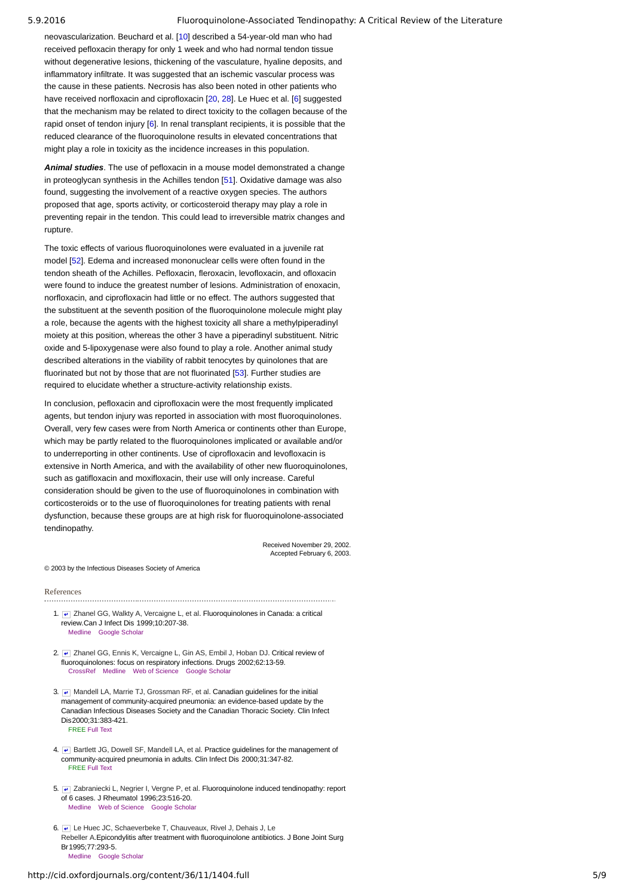neovascularization. Beuchard et al. [10] described a 54-year-old man who had received pefloxacin therapy for only 1 week and who had normal tendon tissue without degenerative lesions, thickening of the vasculature, hyaline deposits, and inflammatory infiltrate. It was suggested that an ischemic vascular process was the cause in these patients. Necrosis has also been noted in other patients who have received norfloxacin and ciprofloxacin [20, 28]. Le Huec et al. [6] suggested that the mechanism may be related to direct toxicity to the collagen because of the rapid onset of tendon injury [6]. In renal transplant recipients, it is possible that the reduced clearance of the fluoroquinolone results in elevated concentrations that might play a role in toxicity as the incidence increases in this population.

***Animal studies***. The use of pefloxacin in a mouse model demonstrated a change in proteoglycan synthesis in the Achilles tendon [51]. Oxidative damage was also found, suggesting the involvement of a reactive oxygen species. The authors proposed that age, sports activity, or corticosteroid therapy may play a role in preventing repair in the tendon. This could lead to irreversible matrix changes and rupture.

The toxic effects of various fluoroquinolones were evaluated in a juvenile rat model [52]. Edema and increased mononuclear cells were often found in the tendon sheath of the Achilles. Pefloxacin, fleroxacin, levofloxacin, and ofloxacin were found to induce the greatest number of lesions. Administration of enoxacin, norfloxacin, and ciprofloxacin had little or no effect. The authors suggested that the substituent at the seventh position of the fluoroquinolone molecule might play a role, because the agents with the highest toxicity all share a methylpiperadinyl moiety at this position, whereas the other 3 have a piperadinyl substituent. Nitric oxide and 5-lipoxygenase were also found to play a role. Another animal study described alterations in the viability of rabbit tenocytes by quinolones that are fluorinated but not by those that are not fluorinated [53]. Further studies are required to elucidate whether a structure-activity relationship exists.

In conclusion, pefloxacin and ciprofloxacin were the most frequently implicated agents, but tendon injury was reported in association with most fluoroquinolones. Overall, very few cases were from North America or continents other than Europe, which may be partly related to the fluoroquinolones implicated or available and/or to underreporting in other continents. Use of ciprofloxacin and levofloxacin is extensive in North America, and with the availability of other new fluoroquinolones, such as gatifloxacin and moxifloxacin, their use will only increase. Careful consideration should be given to the use of fluoroquinolones in combination with corticosteroids or to the use of fluoroquinolones for treating patients with renal dysfunction, because these groups are at high risk for fluoroquinolone-associated tendinopathy.

Received November 29, 2002.
Accepted February 6, 2003.

© 2003 by the Infectious Diseases Society of America

## References

1. Zhanel GG, Walkty A, Vercaigne L, et al. Fluoroquinolones in Canada: a critical review. Can J Infect Dis 1999;10:207-38.
   Medline Google Scholar

2. Zhanel GG, Ennis K, Vercaigne L, Gin AS, Embil J, Hoban DJ. Critical review of fluoroquinolones: focus on respiratory infections. Drugs 2002;62:13-59.
   CrossRef Medline Web of Science Google Scholar

3. Mandell LA, Marrie TJ, Grossman RF, et al. Canadian guidelines for the initial management of community-acquired pneumonia: an evidence-based update by the Canadian Infectious Diseases Society and the Canadian Thoracic Society. Clin Infect Dis 2000;31:383-421.
   FREE Full Text

4. Bartlett JG, Dowell SF, Mandell LA, et al. Practice guidelines for the management of community-acquired pneumonia in adults. Clin Infect Dis 2000;31:347-82.
   FREE Full Text

5. Zabraniecki L, Negrier I, Vergne P, et al. Fluoroquinolone induced tendinopathy: report of 6 cases. J Rheumatol 1996;23:516-20.
   Medline Web of Science Google Scholar

6. Le Huec JC, Schaeverbeke T, Chauveaux, Rivel J, Dehais J, Le Rebeller A. Epicondylitis after treatment with fluoroquinolone antibiotics. J Bone Joint Surg Br 1995;77:293-5.
   Medline Google Scholar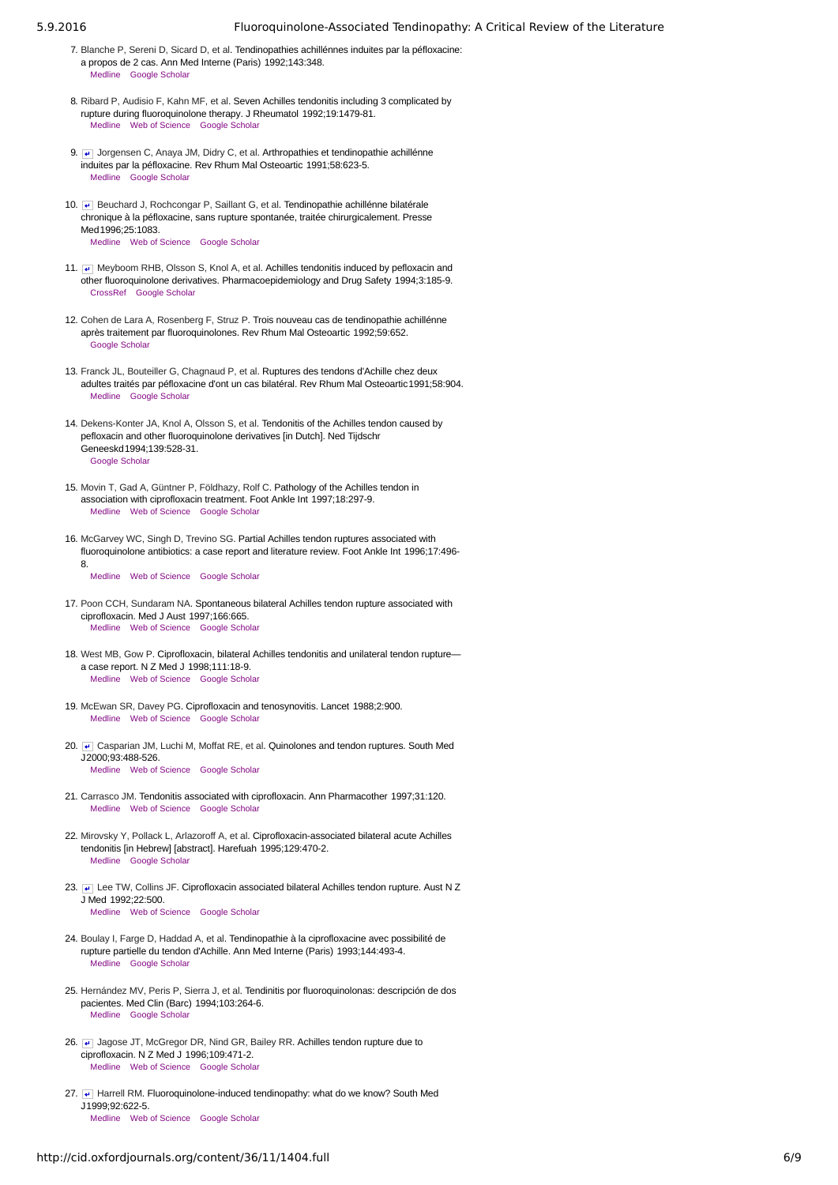7. Blanche P, Sereni D, Sicard D, et al. Tendinopathies achillénnes induites par la péfloxacine: a propos de 2 cas. Ann Med Interne (Paris) 1992;143:348.
   Medline Google Scholar

8. Ribard P, Audisio F, Kahn MF, et al. Seven Achilles tendonitis including 3 complicated by rupture during fluoroquinolone therapy. J Rheumatol 1992;19:1479-81.
   Medline Web of Science Google Scholar

9. Jorgensen C, Anaya JM, Didry C, et al. Arthropathies et tendinopathie achillénne induites par la péfloxacine. Rev Rhum Mal Osteoartic 1991;58:623-5.
   Medline Google Scholar

10. Beuchard J, Rochcongar P, Saillant G, et al. Tendinopathie achillénne bilatérale chronique à la péfloxacine, sans rupture spontanée, traitée chirurgicalement. Presse Med1996;25:1083.
    Medline Web of Science Google Scholar

11. Meyboom RHB, Olsson S, Knol A, et al. Achilles tendonitis induced by pefloxacin and other fluoroquinolone derivatives. Pharmacoepidemiology and Drug Safety 1994;3:185-9.
    CrossRef Google Scholar

12. Cohen de Lara A, Rosenberg F, Struz P. Trois nouveau cas de tendinopathie achillénne après traitement par fluoroquinolones. Rev Rhum Mal Osteoartic 1992;59:652.
    Google Scholar

13. Franck JL, Bouteiller G, Chagnaud P, et al. Ruptures des tendons d'Achille chez deux adultes traités par péfloxacine d'ont un cas bilatéral. Rev Rhum Mal Osteoartic1991;58:904.
    Medline Google Scholar

14. Dekens-Konter JA, Knol A, Olsson S, et al. Tendonitis of the Achilles tendon caused by pefloxacin and other fluoroquinolone derivatives [in Dutch]. Ned Tijdschr Geneeskd1994;139:528-31.
    Google Scholar

15. Movin T, Gad A, Güntner P, Földhazy, Rolf C. Pathology of the Achilles tendon in association with ciprofloxacin treatment. Foot Ankle Int 1997;18:297-9.
    Medline Web of Science Google Scholar

16. McGarvey WC, Singh D, Trevino SG. Partial Achilles tendon ruptures associated with fluoroquinolone antibiotics: a case report and literature review. Foot Ankle Int 1996;17:496-8.
    Medline Web of Science Google Scholar

17. Poon CCH, Sundaram NA. Spontaneous bilateral Achilles tendon rupture associated with ciprofloxacin. Med J Aust 1997;166:665.
    Medline Web of Science Google Scholar

18. West MB, Gow P. Ciprofloxacin, bilateral Achilles tendonitis and unilateral tendon rupture—a case report. N Z Med J 1998;111:18-9.
    Medline Web of Science Google Scholar

19. McEwan SR, Davey PG. Ciprofloxacin and tenosynovitis. Lancet 1988;2:900.
    Medline Web of Science Google Scholar

20. Casparian JM, Luchi M, Moffat RE, et al. Quinolones and tendon ruptures. South Med J2000;93:488-526.
    Medline Web of Science Google Scholar

21. Carrasco JM. Tendonitis associated with ciprofloxacin. Ann Pharmacother 1997;31:120.
    Medline Web of Science Google Scholar

22. Mirovsky Y, Pollack L, Arlazoroff A, et al. Ciprofloxacin-associated bilateral acute Achilles tendonitis [in Hebrew] [abstract]. Harefuah 1995;129:470-2.
    Medline Google Scholar

23. Lee TW, Collins JF. Ciprofloxacin associated bilateral Achilles tendon rupture. Aust N Z J Med 1992;22:500.
    Medline Web of Science Google Scholar

24. Boulay I, Farge D, Haddad A, et al. Tendinopathie à la ciprofloxacine avec possibilité de rupture partielle du tendon d'Achille. Ann Med Interne (Paris) 1993;144:493-4.
    Medline Google Scholar

25. Hernández MV, Peris P, Sierra J, et al. Tendinitis por fluoroquinolonas: descripción de dos pacientes. Med Clin (Barc) 1994;103:264-6.
    Medline Google Scholar

26. Jagose JT, McGregor DR, Nind GR, Bailey RR. Achilles tendon rupture due to ciprofloxacin. N Z Med J 1996;109:471-2.
    Medline Web of Science Google Scholar

27. Harrell RM. Fluoroquinolone-induced tendinopathy: what do we know? South Med J1999;92:622-5.
    Medline Web of Science Google Scholar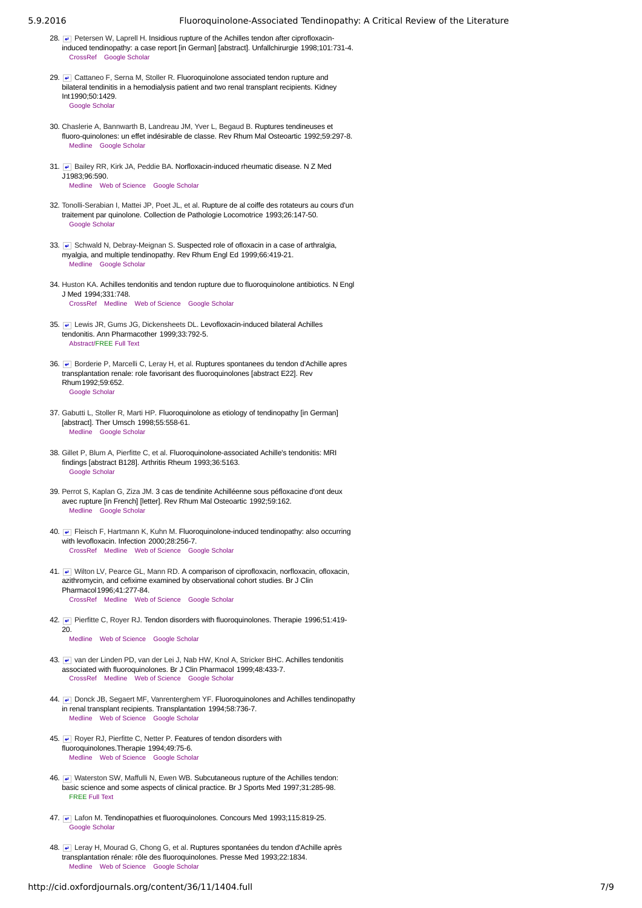28. Petersen W, Laprell H. Insidious rupture of the Achilles tendon after ciprofloxacin-induced tendinopathy: a case report [in German] [abstract]. Unfallchirurgie 1998;101:731-4.
CrossRef Google Scholar

29. Cattaneo F, Serna M, Stoller R. Fluoroquinolone associated tendon rupture and bilateral tendinitis in a hemodialysis patient and two renal transplant recipients. Kidney Int 1990;50:1429.
Google Scholar

30. Chaslerie A, Bannwarth B, Landreau JM, Yver L, Begaud B. Ruptures tendineuses et fluoro-quinolones: un effet indésirable de classe. Rev Rhum Mal Osteoartic 1992;59:297-8.
Medline Google Scholar

31. Bailey RR, Kirk JA, Peddie BA. Norfloxacin-induced rheumatic disease. N Z Med J 1983;96:590.
Medline Web of Science Google Scholar

32. Tonolli-Serabian I, Mattei JP, Poet JL, et al. Rupture de al coiffe des rotateurs au cours d'un traitement par quinolone. Collection de Pathologie Locomotrice 1993;26:147-50.
Google Scholar

33. Schwald N, Debray-Meignan S. Suspected role of ofloxacin in a case of arthralgia, myalgia, and multiple tendinopathy. Rev Rhum Engl Ed 1999;66:419-21.
Medline Google Scholar

34. Huston KA. Achilles tendonitis and tendon rupture due to fluoroquinolone antibiotics. N Engl J Med 1994;331:748.
CrossRef Medline Web of Science Google Scholar

35. Lewis JR, Gums JG, Dickensheets DL. Levofloxacin-induced bilateral Achilles tendonitis. Ann Pharmacother 1999;33:792-5.
Abstract/FREE Full Text

36. Borderie P, Marcelli C, Leray H, et al. Ruptures spontanees du tendon d'Achille apres transplantation renale: role favorisant des fluoroquinolones [abstract E22]. Rev Rhum 1992;59:652.
Google Scholar

37. Gabutti L, Stoller R, Marti HP. Fluoroquinolone as etiology of tendinopathy [in German] [abstract]. Ther Umsch 1998;55:558-61.
Medline Google Scholar

38. Gillet P, Blum A, Pierfitte C, et al. Fluoroquinolone-associated Achille's tendonitis: MRI findings [abstract B128]. Arthritis Rheum 1993;36:5163.
Google Scholar

39. Perrot S, Kaplan G, Ziza JM. 3 cas de tendinite Achilléenne sous péfloxacine d'ont deux avec rupture [in French] [letter]. Rev Rhum Mal Osteoartic 1992;59:162.
Medline Google Scholar

40. Fleisch F, Hartmann K, Kuhn M. Fluoroquinolone-induced tendinopathy: also occurring with levofloxacin. Infection 2000;28:256-7.
CrossRef Medline Web of Science Google Scholar

41. Wilton LV, Pearce GL, Mann RD. A comparison of ciprofloxacin, norfloxacin, ofloxacin, azithromycin, and cefixime examined by observational cohort studies. Br J Clin Pharmacol 1996;41:277-84.
CrossRef Medline Web of Science Google Scholar

42. Pierfitte C, Royer RJ. Tendon disorders with fluoroquinolones. Therapie 1996;51:419-20.
Medline Web of Science Google Scholar

43. van der Linden PD, van der Lei J, Nab HW, Knol A, Stricker BHC. Achilles tendonitis associated with fluoroquinolones. Br J Clin Pharmacol 1999;48:433-7.
CrossRef Medline Web of Science Google Scholar

44. Donck JB, Segaert MF, Vanrenterghem YF. Fluoroquinolones and Achilles tendinopathy in renal transplant recipients. Transplantation 1994;58:736-7.
Medline Web of Science Google Scholar

45. Royer RJ, Pierfitte C, Netter P. Features of tendon disorders with fluoroquinolones. Therapie 1994;49:75-6.
Medline Web of Science Google Scholar

46. Waterston SW, Maffulli N, Ewen WB. Subcutaneous rupture of the Achilles tendon: basic science and some aspects of clinical practice. Br J Sports Med 1997;31:285-98.
FREE Full Text

47. Lafon M. Tendinopathies et fluoroquinolones. Concours Med 1993;115:819-25.
Google Scholar

48. Leray H, Mourad G, Chong G, et al. Ruptures spontanées du tendon d'Achille après transplantation rénale: rôle des fluoroquinolones. Presse Med 1993;22:1834.
Medline Web of Science Google Scholar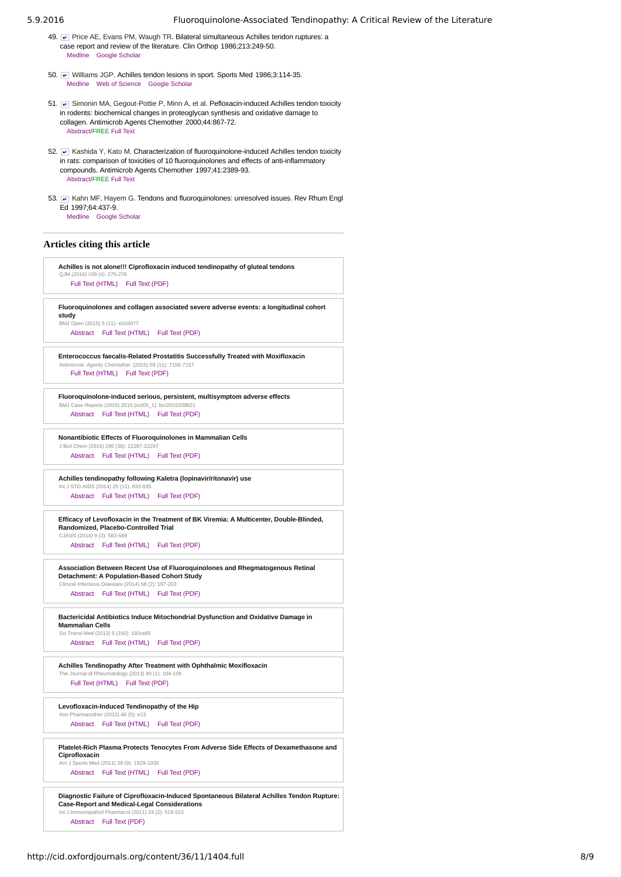49. ↵ Price AE, Evans PM, Waugh TR. Bilateral simultaneous Achilles tendon ruptures: a case report and review of the literature. Clin Orthop 1986;213:249-50.
Medline Google Scholar

50. ↵ Williams JGP. Achilles tendon lesions in sport. Sports Med 1986;3:114-35.
Medline Web of Science Google Scholar

51. ↵ Simonin MA, Gegout-Pottie P, Minn A, et al. Pefloxacin-induced Achilles tendon toxicity in rodents: biochemical changes in proteoglycan synthesis and oxidative damage to collagen. Antimicrob Agents Chemother 2000;44:867-72.
Abstract/FREE Full Text

52. ↵ Kashida Y, Kato M. Characterization of fluoroquinolone-induced Achilles tendon toxicity in rats: comparison of toxicities of 10 fluoroquinolones and effects of anti-inflammatory compounds. Antimicrob Agents Chemother 1997;41:2389-93.
Abstract/FREE Full Text

53. ↵ Kahn MF, Hayem G. Tendons and fluoroquinolones: unresolved issues. Rev Rhum Engl Ed 1997;64:437-9.
Medline Google Scholar

## Articles citing this article

**Achilles is not alone!!! Ciprofloxacin induced tendinopathy of gluteal tendons**
QJM (2016) 109 (4): 275-276
Full Text (HTML) Full Text (PDF)

**Fluoroquinolones and collagen associated severe adverse events: a longitudinal cohort study**
BMJ Open (2015) 5 (11): e010077
Abstract Full Text (HTML) Full Text (PDF)

**Enterococcus faecalis-Related Prostatitis Successfully Treated with Moxifloxacin**
Antimicrob. Agents Chemother. (2015) 59 (11): 7156-7157
Full Text (HTML) Full Text (PDF)

**Fluoroquinolone-induced serious, persistent, multisymptom adverse effects**
BMJ Case Reports (2015) 2015 (oct05_1): bcr2015209821
Abstract Full Text (HTML) Full Text (PDF)

**Nonantibiotic Effects of Fluoroquinolones in Mammalian Cells**
J Biol Chem (2015) 290 (36): 22287-22297
Abstract Full Text (HTML) Full Text (PDF)

**Achilles tendinopathy following Kaletra (lopinavir/ritonavir) use**
Int J STD AIDS (2014) 25 (11): 833-835
Abstract Full Text (HTML) Full Text (PDF)

**Efficacy of Levofloxacin in the Treatment of BK Viremia: A Multicenter, Double-Blinded, Randomized, Placebo-Controlled Trial**
CJASN (2014) 9 (3): 583-589
Abstract Full Text (HTML) Full Text (PDF)

**Association Between Recent Use of Fluoroquinolones and Rhegmatogenous Retinal Detachment: A Population-Based Cohort Study**
Clinical Infectious Diseases (2014) 58 (2): 197-203
Abstract Full Text (HTML) Full Text (PDF)

**Bactericidal Antibiotics Induce Mitochondrial Dysfunction and Oxidative Damage in Mammalian Cells**
Sci Transl Med (2013) 5 (192): 192ra85
Abstract Full Text (HTML) Full Text (PDF)

**Achilles Tendinopathy After Treatment with Ophthalmic Moxifloxacin**
The Journal of Rheumatology (2013) 40 (1): 104-105
Full Text (HTML) Full Text (PDF)

**Levofloxacin-Induced Tendinopathy of the Hip**
Ann Pharmacother (2012) 46 (5): e13
Abstract Full Text (HTML) Full Text (PDF)

**Platelet-Rich Plasma Protects Tenocytes From Adverse Side Effects of Dexamethasone and Ciprofloxacin**
Am J Sports Med (2011) 39 (9): 1929-1935
Abstract Full Text (HTML) Full Text (PDF)

**Diagnostic Failure of Ciprofloxacin-Induced Spontaneous Bilateral Achilles Tendon Rupture: Case-Report and Medical-Legal Considerations**
Int J Immunopathol Pharmacol (2011) 24 (2): 519-522
Abstract Full Text (PDF)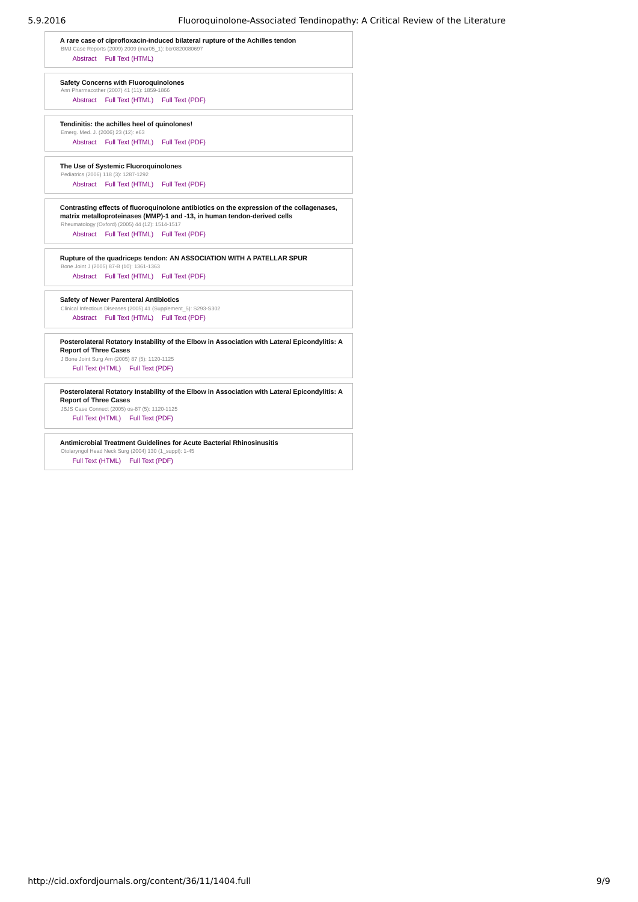**A rare case of ciprofloxacin-induced bilateral rupture of the Achilles tendon**
BMJ Case Reports (2009) 2009 (mar05_1): bcr0820080697
Abstract Full Text (HTML)

**Safety Concerns with Fluoroquinolones**
Ann Pharmacother (2007) 41 (11): 1859-1866
Abstract Full Text (HTML) Full Text (PDF)

**Tendinitis: the achilles heel of quinolones!**
Emerg. Med. J. (2006) 23 (12): e63
Abstract Full Text (HTML) Full Text (PDF)

**The Use of Systemic Fluoroquinolones**
Pediatrics (2006) 118 (3): 1287-1292
Abstract Full Text (HTML) Full Text (PDF)

**Contrasting effects of fluoroquinolone antibiotics on the expression of the collagenases, matrix metalloproteinases (MMP)-1 and -13, in human tendon-derived cells**
Rheumatology (Oxford) (2005) 44 (12): 1514-1517
Abstract Full Text (HTML) Full Text (PDF)

**Rupture of the quadriceps tendon: AN ASSOCIATION WITH A PATELLAR SPUR**
Bone Joint J (2005) 87-B (10): 1361-1363
Abstract Full Text (HTML) Full Text (PDF)

**Safety of Newer Parenteral Antibiotics**
Clinical Infectious Diseases (2005) 41 (Supplement_5): S293-S302
Abstract Full Text (HTML) Full Text (PDF)

**Posterolateral Rotatory Instability of the Elbow in Association with Lateral Epicondylitis: A Report of Three Cases**
J Bone Joint Surg Am (2005) 87 (5): 1120-1125
Full Text (HTML) Full Text (PDF)

**Posterolateral Rotatory Instability of the Elbow in Association with Lateral Epicondylitis: A Report of Three Cases**
JBJS Case Connect (2005) os-87 (5): 1120-1125
Full Text (HTML) Full Text (PDF)

**Antimicrobial Treatment Guidelines for Acute Bacterial Rhinosinusitis**
Otolaryngol Head Neck Surg (2004) 130 (1_suppl): 1-45
Full Text (HTML) Full Text (PDF)